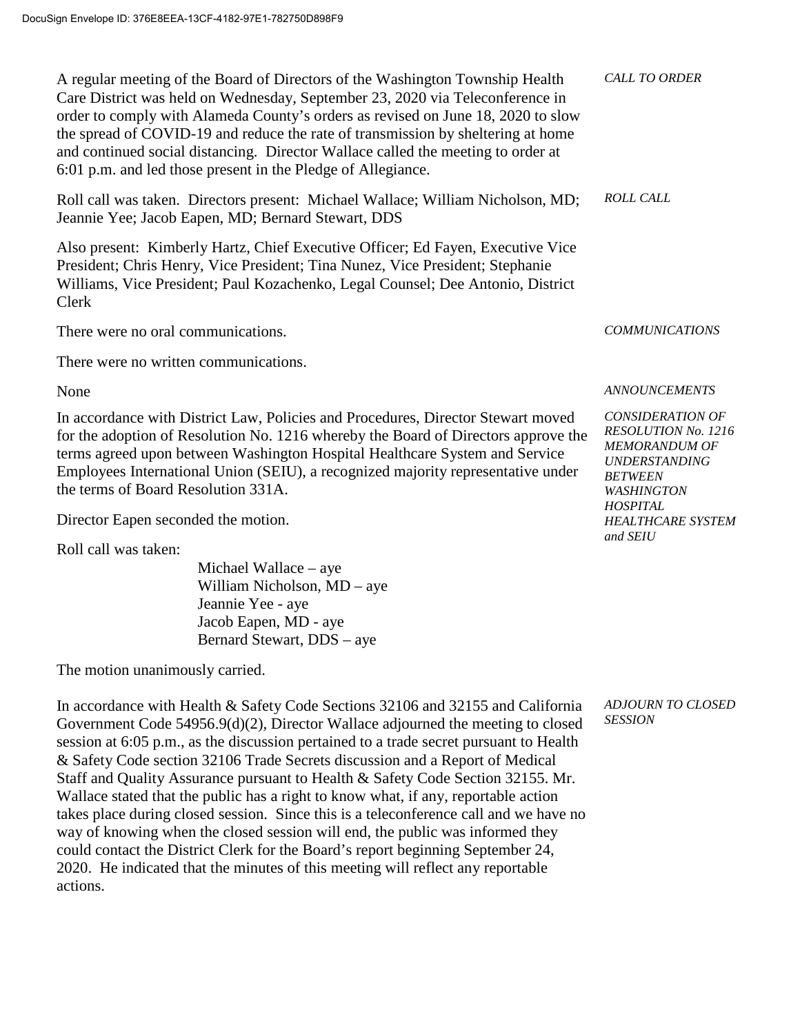DocuSign Envelope ID: 376E8EEA-13CF-4182-97E1-782750D898F9

*CALL TO ORDER*

A regular meeting of the Board of Directors of the Washington Township Health Care District was held on Wednesday, September 23, 2020 via Teleconference in order to comply with Alameda County's orders as revised on June 18, 2020 to slow the spread of COVID-19 and reduce the rate of transmission by sheltering at home and continued social distancing. Director Wallace called the meeting to order at 6:01 p.m. and led those present in the Pledge of Allegiance.

*ROLL CALL*

Roll call was taken. Directors present: Michael Wallace; William Nicholson, MD; Jeannie Yee; Jacob Eapen, MD; Bernard Stewart, DDS

Also present: Kimberly Hartz, Chief Executive Officer; Ed Fayen, Executive Vice President; Chris Henry, Vice President; Tina Nunez, Vice President; Stephanie Williams, Vice President; Paul Kozachenko, Legal Counsel; Dee Antonio, District Clerk

*COMMUNICATIONS*

There were no oral communications.

There were no written communications.

*ANNOUNCEMENTS*

None

*CONSIDERATION OF RESOLUTION No. 1216 MEMORANDUM OF UNDERSTANDING BETWEEN WASHINGTON HOSPITAL HEALTHCARE SYSTEM and SEIU*

In accordance with District Law, Policies and Procedures, Director Stewart moved for the adoption of Resolution No. 1216 whereby the Board of Directors approve the terms agreed upon between Washington Hospital Healthcare System and Service Employees International Union (SEIU), a recognized majority representative under the terms of Board Resolution 331A.

Director Eapen seconded the motion.

Roll call was taken:

Michael Wallace – aye
William Nicholson, MD – aye
Jeannie Yee - aye
Jacob Eapen, MD - aye
Bernard Stewart, DDS – aye

The motion unanimously carried.

*ADJOURN TO CLOSED SESSION*

In accordance with Health & Safety Code Sections 32106 and 32155 and California Government Code 54956.9(d)(2), Director Wallace adjourned the meeting to closed session at 6:05 p.m., as the discussion pertained to a trade secret pursuant to Health & Safety Code section 32106 Trade Secrets discussion and a Report of Medical Staff and Quality Assurance pursuant to Health & Safety Code Section 32155. Mr. Wallace stated that the public has a right to know what, if any, reportable action takes place during closed session. Since this is a teleconference call and we have no way of knowing when the closed session will end, the public was informed they could contact the District Clerk for the Board's report beginning September 24, 2020. He indicated that the minutes of this meeting will reflect any reportable actions.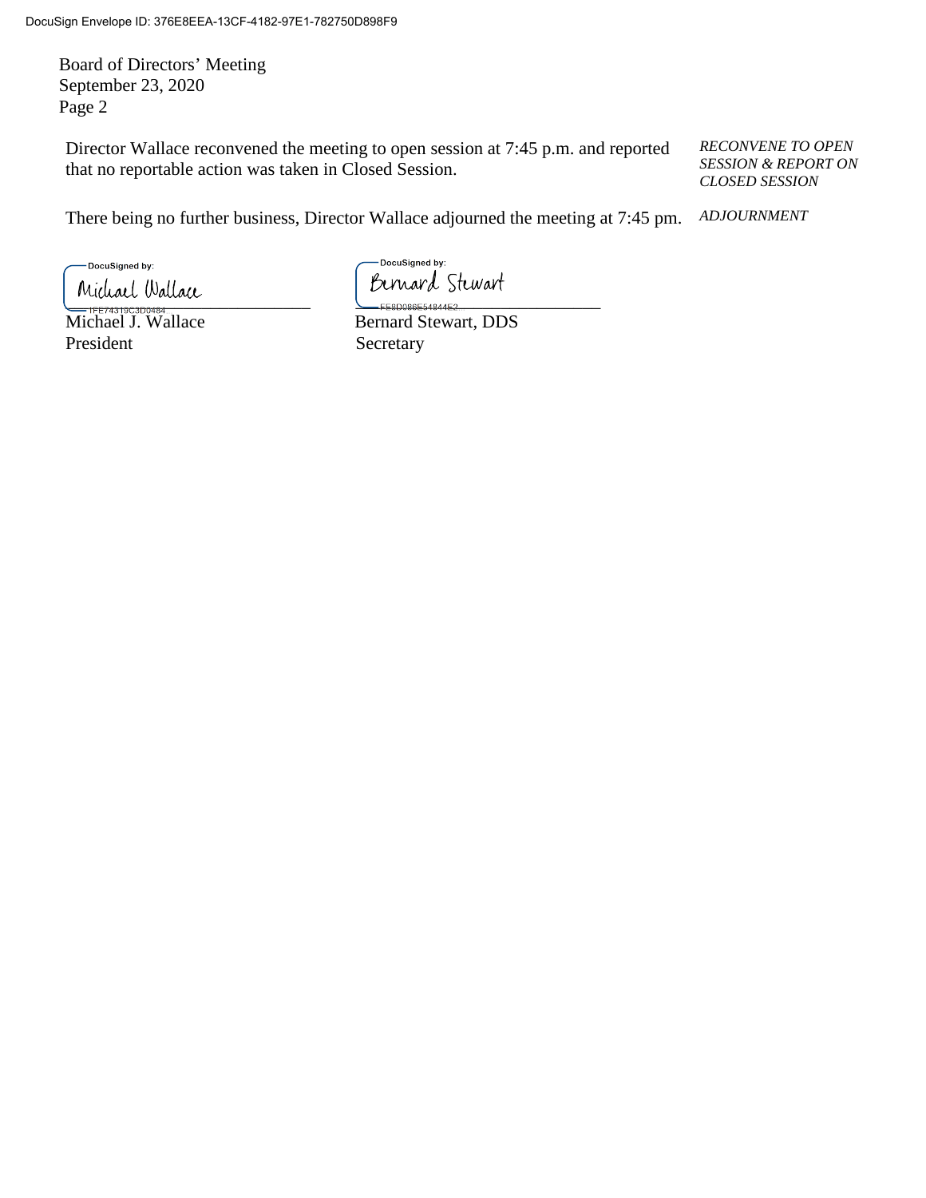Director Wallace reconvened the meeting to open session at 7:45 p.m. and reported that no reportable action was taken in Closed Session.

*RECONVENE TO OPEN SESSION & REPORT ON CLOSED SESSION*

There being no further business, Director Wallace adjourned the meeting at 7:45 pm.

*ADJOURNMENT*

DocuSigned by:
Michael Wallace
1FE74319C3D0484

Michael J. Wallace
President

DocuSigned by:
Bernard Stewart
EE8D086E54844E2...

Bernard Stewart, DDS
Secretary